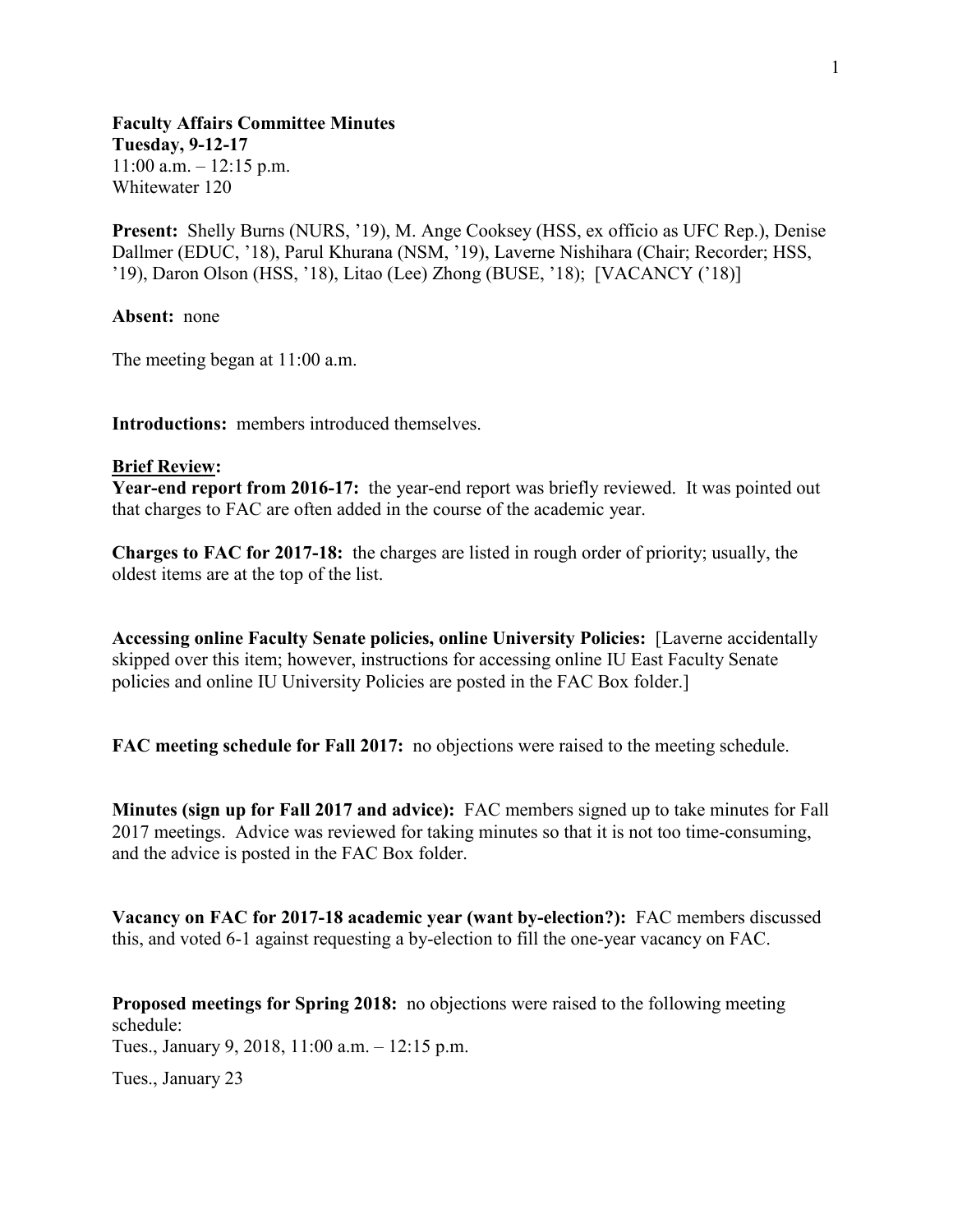**Faculty Affairs Committee Minutes**
**Tuesday, 9-12-17**
11:00 a.m. – 12:15 p.m.
Whitewater 120

**Present:** Shelly Burns (NURS, '19), M. Ange Cooksey (HSS, ex officio as UFC Rep.), Denise Dallmer (EDUC, '18), Parul Khurana (NSM, '19), Laverne Nishihara (Chair; Recorder; HSS, '19), Daron Olson (HSS, '18), Litao (Lee) Zhong (BUSE, '18); [VACANCY ('18)]

**Absent:** none

The meeting began at 11:00 a.m.

**Introductions:** members introduced themselves.

**Brief Review:**
**Year-end report from 2016-17:** the year-end report was briefly reviewed. It was pointed out that charges to FAC are often added in the course of the academic year.

**Charges to FAC for 2017-18:** the charges are listed in rough order of priority; usually, the oldest items are at the top of the list.

**Accessing online Faculty Senate policies, online University Policies:** [Laverne accidentally skipped over this item; however, instructions for accessing online IU East Faculty Senate policies and online IU University Policies are posted in the FAC Box folder.]

**FAC meeting schedule for Fall 2017:** no objections were raised to the meeting schedule.

**Minutes (sign up for Fall 2017 and advice):** FAC members signed up to take minutes for Fall 2017 meetings. Advice was reviewed for taking minutes so that it is not too time-consuming, and the advice is posted in the FAC Box folder.

**Vacancy on FAC for 2017-18 academic year (want by-election?):** FAC members discussed this, and voted 6-1 against requesting a by-election to fill the one-year vacancy on FAC.

**Proposed meetings for Spring 2018:** no objections were raised to the following meeting schedule:
Tues., January 9, 2018, 11:00 a.m. – 12:15 p.m.

Tues., January 23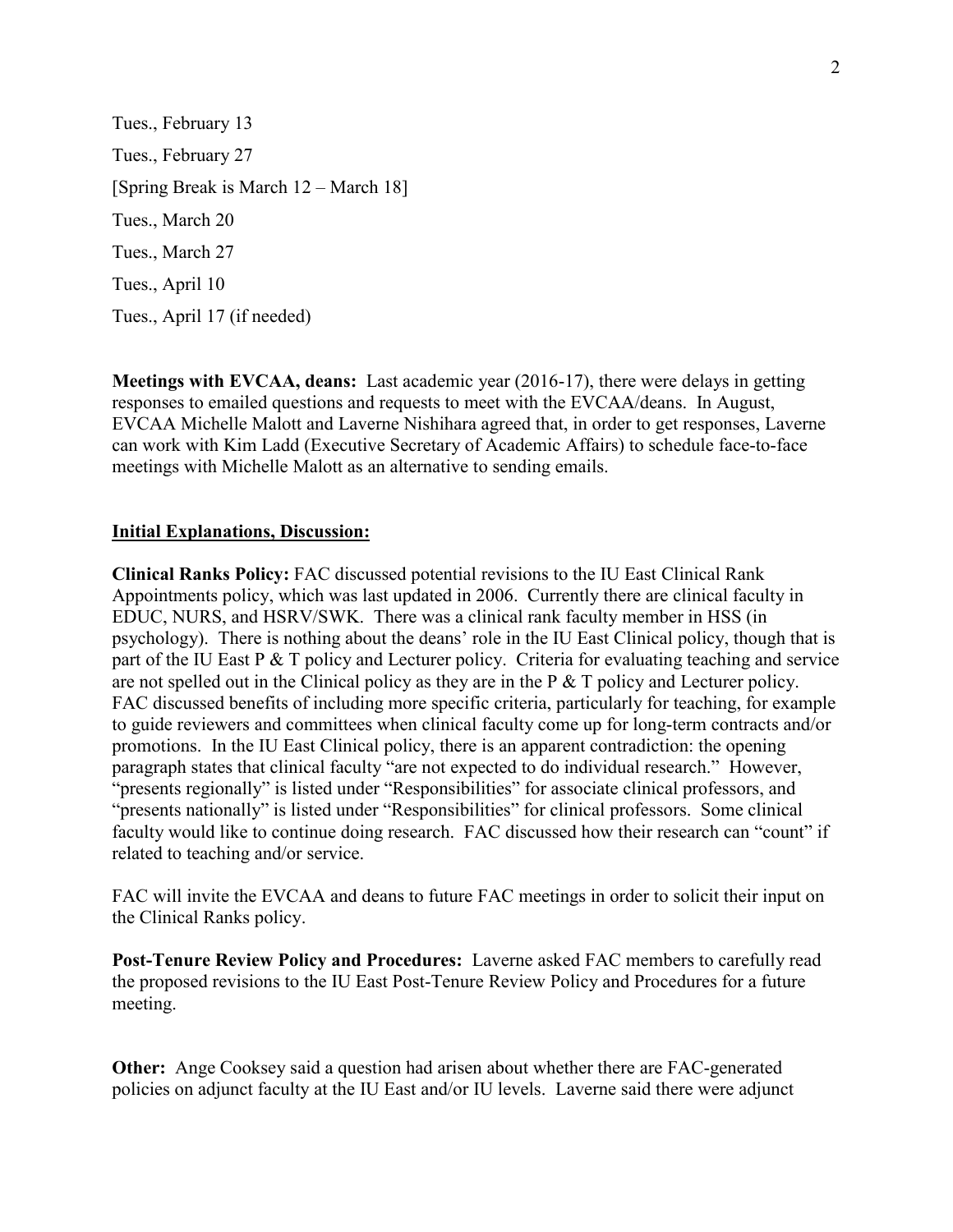Tues., February 13

Tues., February 27

[Spring Break is March 12 – March 18]

Tues., March 20

Tues., March 27

Tues., April 10

Tues., April 17 (if needed)

**Meetings with EVCAA, deans:** Last academic year (2016-17), there were delays in getting responses to emailed questions and requests to meet with the EVCAA/deans. In August, EVCAA Michelle Malott and Laverne Nishihara agreed that, in order to get responses, Laverne can work with Kim Ladd (Executive Secretary of Academic Affairs) to schedule face-to-face meetings with Michelle Malott as an alternative to sending emails.

**Initial Explanations, Discussion:**

**Clinical Ranks Policy:** FAC discussed potential revisions to the IU East Clinical Rank Appointments policy, which was last updated in 2006. Currently there are clinical faculty in EDUC, NURS, and HSRV/SWK. There was a clinical rank faculty member in HSS (in psychology). There is nothing about the deans' role in the IU East Clinical policy, though that is part of the IU East P & T policy and Lecturer policy. Criteria for evaluating teaching and service are not spelled out in the Clinical policy as they are in the P & T policy and Lecturer policy. FAC discussed benefits of including more specific criteria, particularly for teaching, for example to guide reviewers and committees when clinical faculty come up for long-term contracts and/or promotions. In the IU East Clinical policy, there is an apparent contradiction: the opening paragraph states that clinical faculty "are not expected to do individual research." However, "presents regionally" is listed under "Responsibilities" for associate clinical professors, and "presents nationally" is listed under "Responsibilities" for clinical professors. Some clinical faculty would like to continue doing research. FAC discussed how their research can "count" if related to teaching and/or service.

FAC will invite the EVCAA and deans to future FAC meetings in order to solicit their input on the Clinical Ranks policy.

**Post-Tenure Review Policy and Procedures:** Laverne asked FAC members to carefully read the proposed revisions to the IU East Post-Tenure Review Policy and Procedures for a future meeting.

**Other:** Ange Cooksey said a question had arisen about whether there are FAC-generated policies on adjunct faculty at the IU East and/or IU levels. Laverne said there were adjunct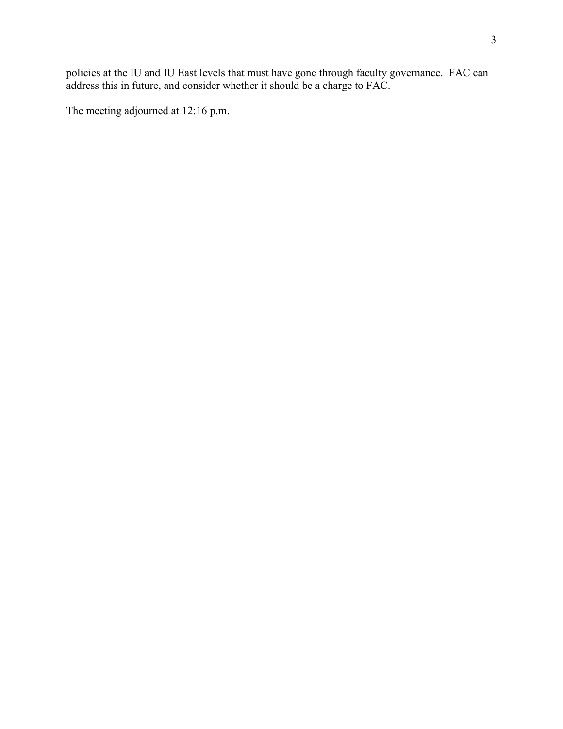policies at the IU and IU East levels that must have gone through faculty governance. FAC can address this in future, and consider whether it should be a charge to FAC.

The meeting adjourned at 12:16 p.m.